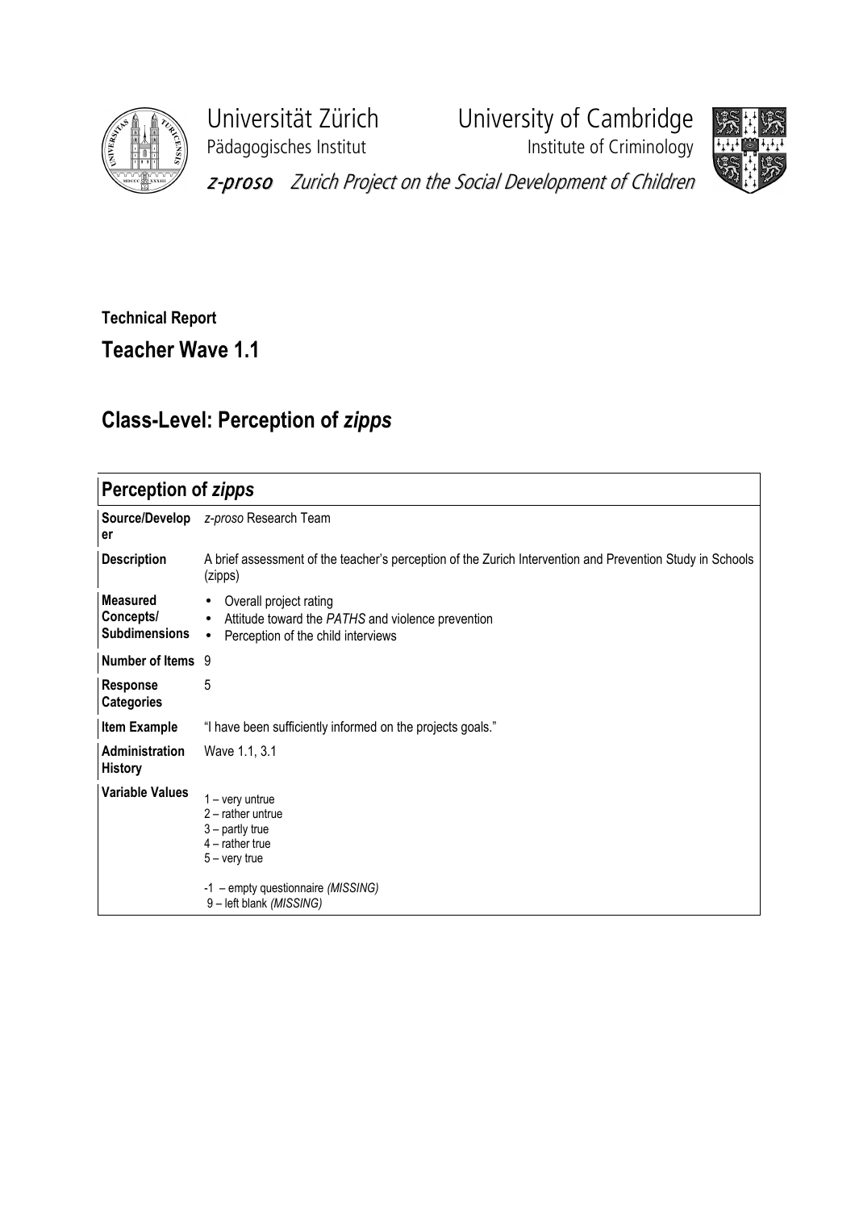Universität Zürich
Pädagogisches Institut

University of Cambridge
Institute of Criminology

*z-proso* Zurich Project on the Social Development of Children

**Technical Report**

## Teacher Wave 1.1

# Class-Level: Perception of *zipps*

| **Perception of *zipps*** | |
|---|---|
| **Source/Developer** | *z-proso* Research Team |
| **Description** | A brief assessment of the teacher's perception of the Zurich Intervention and Prevention Study in Schools (zipps) |
| **Measured Concepts/ Subdimensions** | • Overall project rating<br>• Attitude toward the *PATHS* and violence prevention<br>• Perception of the child interviews |
| **Number of Items** | 9 |
| **Response Categories** | 5 |
| **Item Example** | "I have been sufficiently informed on the projects goals." |
| **Administration History** | Wave 1.1, 3.1 |
| **Variable Values** | 1 – very untrue<br>2 – rather untrue<br>3 – partly true<br>4 – rather true<br>5 – very true<br><br>-1 – empty questionnaire *(MISSING)*<br>9 – left blank *(MISSING)* |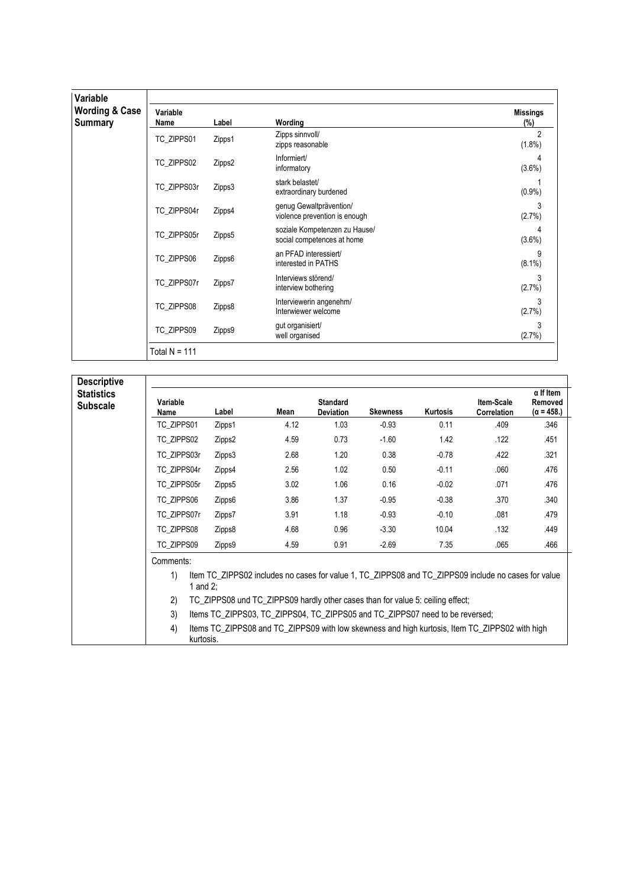## Variable Wording & Case Summary

| Variable Name | Label | Wording | Missings (%) |
|---|---|---|---|
| TC_ZIPPS01 | Zipps1 | Zipps sinnvoll/ zipps reasonable | 2 (1.8%) |
| TC_ZIPPS02 | Zipps2 | Informiert/ informatory | 4 (3.6%) |
| TC_ZIPPS03r | Zipps3 | stark belastet/ extraordinary burdened | 1 (0.9%) |
| TC_ZIPPS04r | Zipps4 | genug Gewaltprävention/ violence prevention is enough | 3 (2.7%) |
| TC_ZIPPS05r | Zipps5 | soziale Kompetenzen zu Hause/ social competences at home | 4 (3.6%) |
| TC_ZIPPS06 | Zipps6 | an PFAD interessiert/ interested in PATHS | 9 (8.1%) |
| TC_ZIPPS07r | Zipps7 | Interviews störend/ interview bothering | 3 (2.7%) |
| TC_ZIPPS08 | Zipps8 | Interviewerin angenehm/ Interwiewer welcome | 3 (2.7%) |
| TC_ZIPPS09 | Zipps9 | gut organisiert/ well organised | 3 (2.7%) |

Total N = 111

## Descriptive Statistics Subscale

| Variable Name | Label | Mean | Standard Deviation | Skewness | Kurtosis | Item-Scale Correlation | α If Item Removed (α = 458.) |
|---|---|---|---|---|---|---|---|
| TC_ZIPPS01 | Zipps1 | 4.12 | 1.03 | -0.93 | 0.11 | .409 | .346 |
| TC_ZIPPS02 | Zipps2 | 4.59 | 0.73 | -1.60 | 1.42 | .122 | .451 |
| TC_ZIPPS03r | Zipps3 | 2.68 | 1.20 | 0.38 | -0.78 | .422 | .321 |
| TC_ZIPPS04r | Zipps4 | 2.56 | 1.02 | 0.50 | -0.11 | .060 | .476 |
| TC_ZIPPS05r | Zipps5 | 3.02 | 1.06 | 0.16 | -0.02 | .071 | .476 |
| TC_ZIPPS06 | Zipps6 | 3.86 | 1.37 | -0.95 | -0.38 | .370 | .340 |
| TC_ZIPPS07r | Zipps7 | 3.91 | 1.18 | -0.93 | -0.10 | .081 | .479 |
| TC_ZIPPS08 | Zipps8 | 4.68 | 0.96 | -3.30 | 10.04 | .132 | .449 |
| TC_ZIPPS09 | Zipps9 | 4.59 | 0.91 | -2.69 | 7.35 | .065 | .466 |

Comments:

1) Item TC_ZIPPS02 includes no cases for value 1, TC_ZIPPS08 and TC_ZIPPS09 include no cases for value 1 and 2;
2) TC_ZIPPS08 und TC_ZIPPS09 hardly other cases than for value 5: ceiling effect;
3) Items TC_ZIPPS03, TC_ZIPPS04, TC_ZIPPS05 and TC_ZIPPS07 need to be reversed;
4) Items TC_ZIPPS08 and TC_ZIPPS09 with low skewness and high kurtosis, Item TC_ZIPPS02 with high kurtosis.